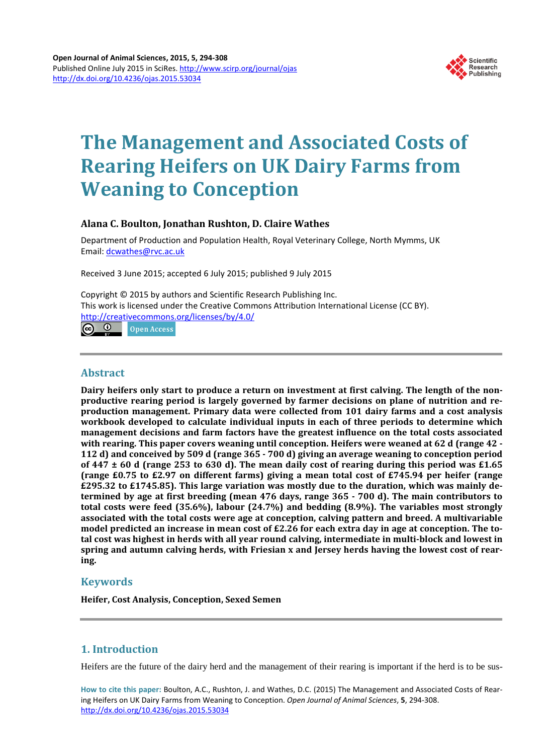# The Management and Associated Costs of Rearing Heifers on UK Dairy Farms from Weaning to Conception

**Alana C. Boulton, Jonathan Rushton, D. Claire Wathes**

Department of Production and Population Health, Royal Veterinary College, North Mymms, UK
Email: dcwathes@rvc.ac.uk

Received 3 June 2015; accepted 6 July 2015; published 9 July 2015

Copyright © 2015 by authors and Scientific Research Publishing Inc.
This work is licensed under the Creative Commons Attribution International License (CC BY).
http://creativecommons.org/licenses/by/4.0/

Open Access

## Abstract

**Dairy heifers only start to produce a return on investment at first calving. The length of the non-productive rearing period is largely governed by farmer decisions on plane of nutrition and reproduction management. Primary data were collected from 101 dairy farms and a cost analysis workbook developed to calculate individual inputs in each of three periods to determine which management decisions and farm factors have the greatest influence on the total costs associated with rearing. This paper covers weaning until conception. Heifers were weaned at 62 d (range 42 - 112 d) and conceived by 509 d (range 365 - 700 d) giving an average weaning to conception period of 447 ± 60 d (range 253 to 630 d). The mean daily cost of rearing during this period was £1.65 (range £0.75 to £2.97 on different farms) giving a mean total cost of £745.94 per heifer (range £295.32 to £1745.85). This large variation was mostly due to the duration, which was mainly determined by age at first breeding (mean 476 days, range 365 - 700 d). The main contributors to total costs were feed (35.6%), labour (24.7%) and bedding (8.9%). The variables most strongly associated with the total costs were age at conception, calving pattern and breed. A multivariable model predicted an increase in mean cost of £2.26 for each extra day in age at conception. The total cost was highest in herds with all year round calving, intermediate in multi-block and lowest in spring and autumn calving herds, with Friesian x and Jersey herds having the lowest cost of rearing.**

## Keywords

**Heifer, Cost Analysis, Conception, Sexed Semen**

## 1. Introduction

Heifers are the future of the dairy herd and the management of their rearing is important if the herd is to be sus-

**How to cite this paper:** Boulton, A.C., Rushton, J. and Wathes, D.C. (2015) The Management and Associated Costs of Rearing Heifers on UK Dairy Farms from Weaning to Conception. *Open Journal of Animal Sciences*, **5**, 294-308. http://dx.doi.org/10.4236/ojas.2015.53034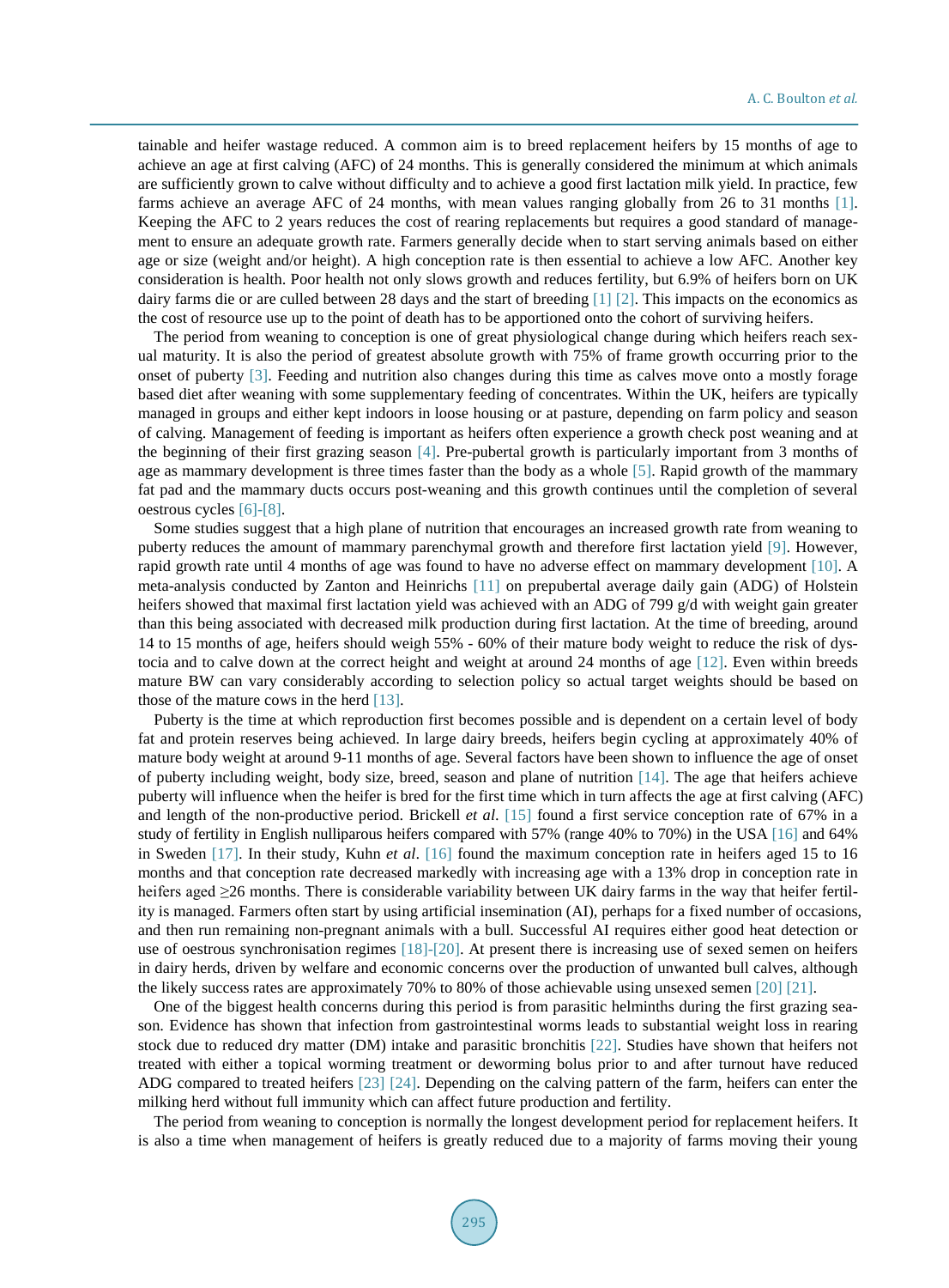tainable and heifer wastage reduced. A common aim is to breed replacement heifers by 15 months of age to achieve an age at first calving (AFC) of 24 months. This is generally considered the minimum at which animals are sufficiently grown to calve without difficulty and to achieve a good first lactation milk yield. In practice, few farms achieve an average AFC of 24 months, with mean values ranging globally from 26 to 31 months [1]. Keeping the AFC to 2 years reduces the cost of rearing replacements but requires a good standard of management to ensure an adequate growth rate. Farmers generally decide when to start serving animals based on either age or size (weight and/or height). A high conception rate is then essential to achieve a low AFC. Another key consideration is health. Poor health not only slows growth and reduces fertility, but 6.9% of heifers born on UK dairy farms die or are culled between 28 days and the start of breeding [1] [2]. This impacts on the economics as the cost of resource use up to the point of death has to be apportioned onto the cohort of surviving heifers.

The period from weaning to conception is one of great physiological change during which heifers reach sexual maturity. It is also the period of greatest absolute growth with 75% of frame growth occurring prior to the onset of puberty [3]. Feeding and nutrition also changes during this time as calves move onto a mostly forage based diet after weaning with some supplementary feeding of concentrates. Within the UK, heifers are typically managed in groups and either kept indoors in loose housing or at pasture, depending on farm policy and season of calving. Management of feeding is important as heifers often experience a growth check post weaning and at the beginning of their first grazing season [4]. Pre-pubertal growth is particularly important from 3 months of age as mammary development is three times faster than the body as a whole [5]. Rapid growth of the mammary fat pad and the mammary ducts occurs post-weaning and this growth continues until the completion of several oestrous cycles [6]-[8].

Some studies suggest that a high plane of nutrition that encourages an increased growth rate from weaning to puberty reduces the amount of mammary parenchymal growth and therefore first lactation yield [9]. However, rapid growth rate until 4 months of age was found to have no adverse effect on mammary development [10]. A meta-analysis conducted by Zanton and Heinrichs [11] on prepubertal average daily gain (ADG) of Holstein heifers showed that maximal first lactation yield was achieved with an ADG of 799 g/d with weight gain greater than this being associated with decreased milk production during first lactation. At the time of breeding, around 14 to 15 months of age, heifers should weigh 55% - 60% of their mature body weight to reduce the risk of dystocia and to calve down at the correct height and weight at around 24 months of age [12]. Even within breeds mature BW can vary considerably according to selection policy so actual target weights should be based on those of the mature cows in the herd [13].

Puberty is the time at which reproduction first becomes possible and is dependent on a certain level of body fat and protein reserves being achieved. In large dairy breeds, heifers begin cycling at approximately 40% of mature body weight at around 9-11 months of age. Several factors have been shown to influence the age of onset of puberty including weight, body size, breed, season and plane of nutrition [14]. The age that heifers achieve puberty will influence when the heifer is bred for the first time which in turn affects the age at first calving (AFC) and length of the non-productive period. Brickell *et al*. [15] found a first service conception rate of 67% in a study of fertility in English nulliparous heifers compared with 57% (range 40% to 70%) in the USA [16] and 64% in Sweden [17]. In their study, Kuhn *et al*. [16] found the maximum conception rate in heifers aged 15 to 16 months and that conception rate decreased markedly with increasing age with a 13% drop in conception rate in heifers aged ≥26 months. There is considerable variability between UK dairy farms in the way that heifer fertility is managed. Farmers often start by using artificial insemination (AI), perhaps for a fixed number of occasions, and then run remaining non-pregnant animals with a bull. Successful AI requires either good heat detection or use of oestrous synchronisation regimes [18]-[20]. At present there is increasing use of sexed semen on heifers in dairy herds, driven by welfare and economic concerns over the production of unwanted bull calves, although the likely success rates are approximately 70% to 80% of those achievable using unsexed semen [20] [21].

One of the biggest health concerns during this period is from parasitic helminths during the first grazing season. Evidence has shown that infection from gastrointestinal worms leads to substantial weight loss in rearing stock due to reduced dry matter (DM) intake and parasitic bronchitis [22]. Studies have shown that heifers not treated with either a topical worming treatment or deworming bolus prior to and after turnout have reduced ADG compared to treated heifers [23] [24]. Depending on the calving pattern of the farm, heifers can enter the milking herd without full immunity which can affect future production and fertility.

The period from weaning to conception is normally the longest development period for replacement heifers. It is also a time when management of heifers is greatly reduced due to a majority of farms moving their young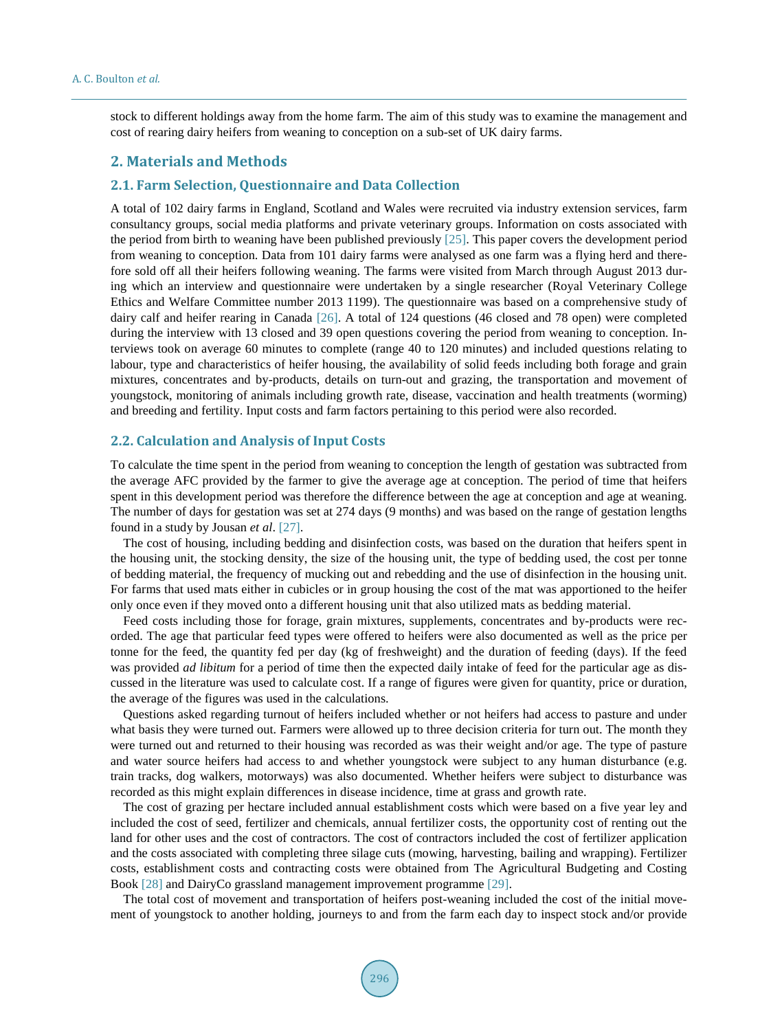stock to different holdings away from the home farm. The aim of this study was to examine the management and cost of rearing dairy heifers from weaning to conception on a sub-set of UK dairy farms.

## 2. Materials and Methods

### 2.1. Farm Selection, Questionnaire and Data Collection

A total of 102 dairy farms in England, Scotland and Wales were recruited via industry extension services, farm consultancy groups, social media platforms and private veterinary groups. Information on costs associated with the period from birth to weaning have been published previously [25]. This paper covers the development period from weaning to conception. Data from 101 dairy farms were analysed as one farm was a flying herd and therefore sold off all their heifers following weaning. The farms were visited from March through August 2013 during which an interview and questionnaire were undertaken by a single researcher (Royal Veterinary College Ethics and Welfare Committee number 2013 1199). The questionnaire was based on a comprehensive study of dairy calf and heifer rearing in Canada [26]. A total of 124 questions (46 closed and 78 open) were completed during the interview with 13 closed and 39 open questions covering the period from weaning to conception. Interviews took on average 60 minutes to complete (range 40 to 120 minutes) and included questions relating to labour, type and characteristics of heifer housing, the availability of solid feeds including both forage and grain mixtures, concentrates and by-products, details on turn-out and grazing, the transportation and movement of youngstock, monitoring of animals including growth rate, disease, vaccination and health treatments (worming) and breeding and fertility. Input costs and farm factors pertaining to this period were also recorded.

### 2.2. Calculation and Analysis of Input Costs

To calculate the time spent in the period from weaning to conception the length of gestation was subtracted from the average AFC provided by the farmer to give the average age at conception. The period of time that heifers spent in this development period was therefore the difference between the age at conception and age at weaning. The number of days for gestation was set at 274 days (9 months) and was based on the range of gestation lengths found in a study by Jousan *et al*. [27].

The cost of housing, including bedding and disinfection costs, was based on the duration that heifers spent in the housing unit, the stocking density, the size of the housing unit, the type of bedding used, the cost per tonne of bedding material, the frequency of mucking out and rebedding and the use of disinfection in the housing unit. For farms that used mats either in cubicles or in group housing the cost of the mat was apportioned to the heifer only once even if they moved onto a different housing unit that also utilized mats as bedding material.

Feed costs including those for forage, grain mixtures, supplements, concentrates and by-products were recorded. The age that particular feed types were offered to heifers were also documented as well as the price per tonne for the feed, the quantity fed per day (kg of freshweight) and the duration of feeding (days). If the feed was provided *ad libitum* for a period of time then the expected daily intake of feed for the particular age as discussed in the literature was used to calculate cost. If a range of figures were given for quantity, price or duration, the average of the figures was used in the calculations.

Questions asked regarding turnout of heifers included whether or not heifers had access to pasture and under what basis they were turned out. Farmers were allowed up to three decision criteria for turn out. The month they were turned out and returned to their housing was recorded as was their weight and/or age. The type of pasture and water source heifers had access to and whether youngstock were subject to any human disturbance (e.g. train tracks, dog walkers, motorways) was also documented. Whether heifers were subject to disturbance was recorded as this might explain differences in disease incidence, time at grass and growth rate.

The cost of grazing per hectare included annual establishment costs which were based on a five year ley and included the cost of seed, fertilizer and chemicals, annual fertilizer costs, the opportunity cost of renting out the land for other uses and the cost of contractors. The cost of contractors included the cost of fertilizer application and the costs associated with completing three silage cuts (mowing, harvesting, bailing and wrapping). Fertilizer costs, establishment costs and contracting costs were obtained from The Agricultural Budgeting and Costing Book [28] and DairyCo grassland management improvement programme [29].

The total cost of movement and transportation of heifers post-weaning included the cost of the initial movement of youngstock to another holding, journeys to and from the farm each day to inspect stock and/or provide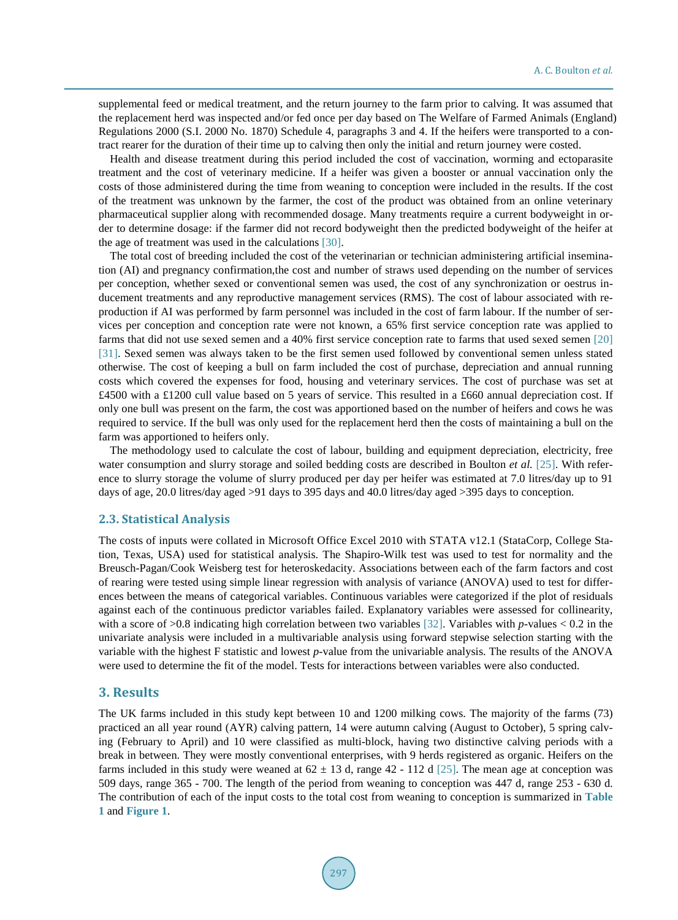supplemental feed or medical treatment, and the return journey to the farm prior to calving. It was assumed that the replacement herd was inspected and/or fed once per day based on The Welfare of Farmed Animals (England) Regulations 2000 (S.I. 2000 No. 1870) Schedule 4, paragraphs 3 and 4. If the heifers were transported to a contract rearer for the duration of their time up to calving then only the initial and return journey were costed.

Health and disease treatment during this period included the cost of vaccination, worming and ectoparasite treatment and the cost of veterinary medicine. If a heifer was given a booster or annual vaccination only the costs of those administered during the time from weaning to conception were included in the results. If the cost of the treatment was unknown by the farmer, the cost of the product was obtained from an online veterinary pharmaceutical supplier along with recommended dosage. Many treatments require a current bodyweight in order to determine dosage: if the farmer did not record bodyweight then the predicted bodyweight of the heifer at the age of treatment was used in the calculations [30].

The total cost of breeding included the cost of the veterinarian or technician administering artificial insemination (AI) and pregnancy confirmation,the cost and number of straws used depending on the number of services per conception, whether sexed or conventional semen was used, the cost of any synchronization or oestrus inducement treatments and any reproductive management services (RMS). The cost of labour associated with reproduction if AI was performed by farm personnel was included in the cost of farm labour. If the number of services per conception and conception rate were not known, a 65% first service conception rate was applied to farms that did not use sexed semen and a 40% first service conception rate to farms that used sexed semen [20] [31]. Sexed semen was always taken to be the first semen used followed by conventional semen unless stated otherwise. The cost of keeping a bull on farm included the cost of purchase, depreciation and annual running costs which covered the expenses for food, housing and veterinary services. The cost of purchase was set at £4500 with a £1200 cull value based on 5 years of service. This resulted in a £660 annual depreciation cost. If only one bull was present on the farm, the cost was apportioned based on the number of heifers and cows he was required to service. If the bull was only used for the replacement herd then the costs of maintaining a bull on the farm was apportioned to heifers only.

The methodology used to calculate the cost of labour, building and equipment depreciation, electricity, free water consumption and slurry storage and soiled bedding costs are described in Boulton *et al.* [25]. With reference to slurry storage the volume of slurry produced per day per heifer was estimated at 7.0 litres/day up to 91 days of age, 20.0 litres/day aged >91 days to 395 days and 40.0 litres/day aged >395 days to conception.

### 2.3. Statistical Analysis

The costs of inputs were collated in Microsoft Office Excel 2010 with STATA v12.1 (StataCorp, College Station, Texas, USA) used for statistical analysis. The Shapiro-Wilk test was used to test for normality and the Breusch-Pagan/Cook Weisberg test for heteroskedacity. Associations between each of the farm factors and cost of rearing were tested using simple linear regression with analysis of variance (ANOVA) used to test for differences between the means of categorical variables. Continuous variables were categorized if the plot of residuals against each of the continuous predictor variables failed. Explanatory variables were assessed for collinearity, with a score of >0.8 indicating high correlation between two variables [32]. Variables with $p$-values < 0.2 in the univariate analysis were included in a multivariable analysis using forward stepwise selection starting with the variable with the highest F statistic and lowest $p$-value from the univariable analysis. The results of the ANOVA were used to determine the fit of the model. Tests for interactions between variables were also conducted.

## 3. Results

The UK farms included in this study kept between 10 and 1200 milking cows. The majority of the farms (73) practiced an all year round (AYR) calving pattern, 14 were autumn calving (August to October), 5 spring calving (February to April) and 10 were classified as multi-block, having two distinctive calving periods with a break in between. They were mostly conventional enterprises, with 9 herds registered as organic. Heifers on the farms included in this study were weaned at 62 ± 13 d, range 42 - 112 d [25]. The mean age at conception was 509 days, range 365 - 700. The length of the period from weaning to conception was 447 d, range 253 - 630 d. The contribution of each of the input costs to the total cost from weaning to conception is summarized in **Table 1** and **Figure 1**.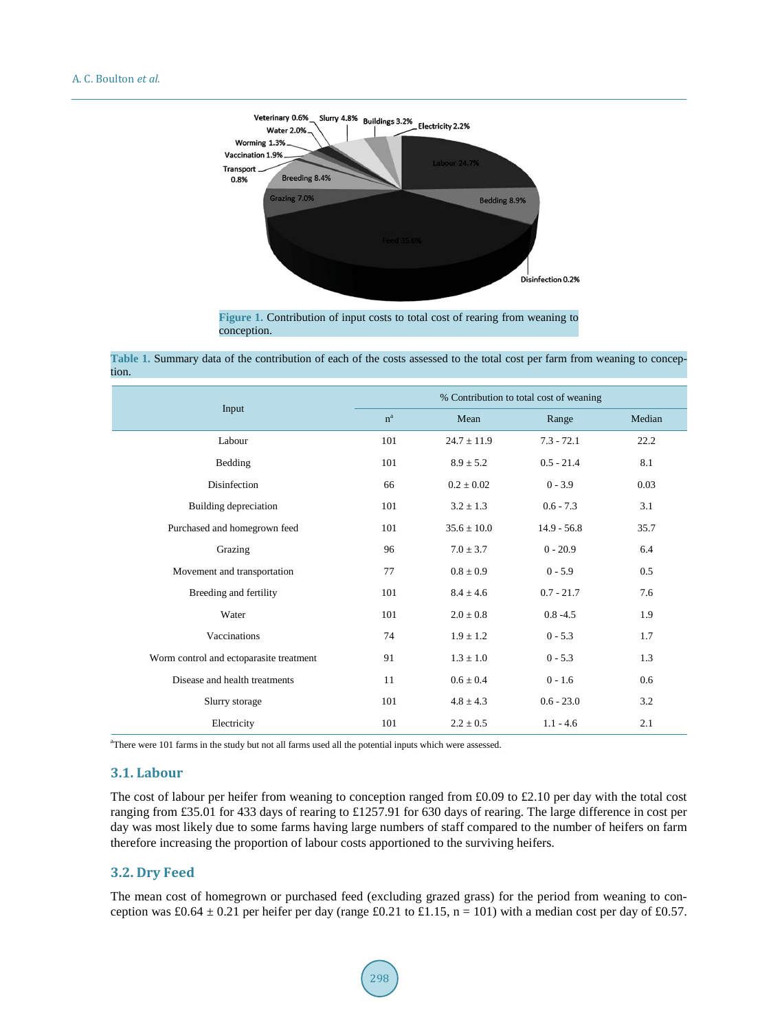Figure 1. Contribution of input costs to total cost of rearing from weaning to conception.

Table 1. Summary data of the contribution of each of the costs assessed to the total cost per farm from weaning to conception.

| Input | % Contribution to total cost of weaning | | | |
|---|---|---|---|---|
| | n[a] | Mean | Range | Median |
| Labour | 101 | 24.7 ± 11.9 | 7.3 - 72.1 | 22.2 |
| Bedding | 101 | 8.9 ± 5.2 | 0.5 - 21.4 | 8.1 |
| Disinfection | 66 | 0.2 ± 0.02 | 0 - 3.9 | 0.03 |
| Building depreciation | 101 | 3.2 ± 1.3 | 0.6 - 7.3 | 3.1 |
| Purchased and homegrown feed | 101 | 35.6 ± 10.0 | 14.9 - 56.8 | 35.7 |
| Grazing | 96 | 7.0 ± 3.7 | 0 - 20.9 | 6.4 |
| Movement and transportation | 77 | 0.8 ± 0.9 | 0 - 5.9 | 0.5 |
| Breeding and fertility | 101 | 8.4 ± 4.6 | 0.7 - 21.7 | 7.6 |
| Water | 101 | 2.0 ± 0.8 | 0.8 -4.5 | 1.9 |
| Vaccinations | 74 | 1.9 ± 1.2 | 0 - 5.3 | 1.7 |
| Worm control and ectoparasite treatment | 91 | 1.3 ± 1.0 | 0 - 5.3 | 1.3 |
| Disease and health treatments | 11 | 0.6 ± 0.4 | 0 - 1.6 | 0.6 |
| Slurry storage | 101 | 4.8 ± 4.3 | 0.6 - 23.0 | 3.2 |
| Electricity | 101 | 2.2 ± 0.5 | 1.1 - 4.6 | 2.1 |

[a]There were 101 farms in the study but not all farms used all the potential inputs which were assessed.

### 3.1. Labour

The cost of labour per heifer from weaning to conception ranged from £0.09 to £2.10 per day with the total cost ranging from £35.01 for 433 days of rearing to £1257.91 for 630 days of rearing. The large difference in cost per day was most likely due to some farms having large numbers of staff compared to the number of heifers on farm therefore increasing the proportion of labour costs apportioned to the surviving heifers.

### 3.2. Dry Feed

The mean cost of homegrown or purchased feed (excluding grazed grass) for the period from weaning to conception was £0.64 ± 0.21 per heifer per day (range £0.21 to £1.15, n = 101) with a median cost per day of £0.57.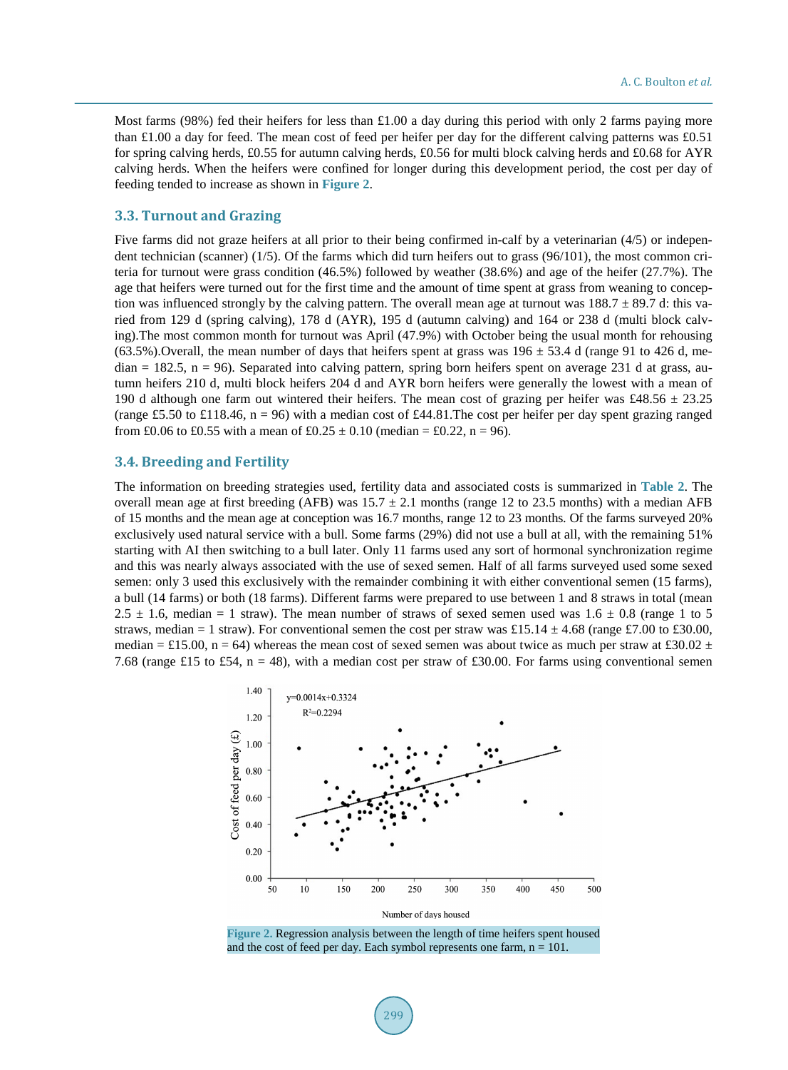Most farms (98%) fed their heifers for less than £1.00 a day during this period with only 2 farms paying more than £1.00 a day for feed. The mean cost of feed per heifer per day for the different calving patterns was £0.51 for spring calving herds, £0.55 for autumn calving herds, £0.56 for multi block calving herds and £0.68 for AYR calving herds. When the heifers were confined for longer during this development period, the cost per day of feeding tended to increase as shown in **Figure 2**.

### 3.3. Turnout and Grazing

Five farms did not graze heifers at all prior to their being confirmed in-calf by a veterinarian (4/5) or independent technician (scanner) (1/5). Of the farms which did turn heifers out to grass (96/101), the most common criteria for turnout were grass condition (46.5%) followed by weather (38.6%) and age of the heifer (27.7%). The age that heifers were turned out for the first time and the amount of time spent at grass from weaning to conception was influenced strongly by the calving pattern. The overall mean age at turnout was 188.7 ± 89.7 d: this varied from 129 d (spring calving), 178 d (AYR), 195 d (autumn calving) and 164 or 238 d (multi block calving).The most common month for turnout was April (47.9%) with October being the usual month for rehousing (63.5%).Overall, the mean number of days that heifers spent at grass was 196 ± 53.4 d (range 91 to 426 d, median = 182.5, n = 96). Separated into calving pattern, spring born heifers spent on average 231 d at grass, autumn heifers 210 d, multi block heifers 204 d and AYR born heifers were generally the lowest with a mean of 190 d although one farm out wintered their heifers. The mean cost of grazing per heifer was £48.56 ± 23.25 (range £5.50 to £118.46, n = 96) with a median cost of £44.81.The cost per heifer per day spent grazing ranged from £0.06 to £0.55 with a mean of £0.25 ± 0.10 (median = £0.22, n = 96).

### 3.4. Breeding and Fertility

The information on breeding strategies used, fertility data and associated costs is summarized in **Table 2**. The overall mean age at first breeding (AFB) was 15.7 ± 2.1 months (range 12 to 23.5 months) with a median AFB of 15 months and the mean age at conception was 16.7 months, range 12 to 23 months. Of the farms surveyed 20% exclusively used natural service with a bull. Some farms (29%) did not use a bull at all, with the remaining 51% starting with AI then switching to a bull later. Only 11 farms used any sort of hormonal synchronization regime and this was nearly always associated with the use of sexed semen. Half of all farms surveyed used some sexed semen: only 3 used this exclusively with the remainder combining it with either conventional semen (15 farms), a bull (14 farms) or both (18 farms). Different farms were prepared to use between 1 and 8 straws in total (mean 2.5 ± 1.6, median = 1 straw). The mean number of straws of sexed semen used was 1.6 ± 0.8 (range 1 to 5 straws, median = 1 straw). For conventional semen the cost per straw was £15.14 ± 4.68 (range £7.00 to £30.00, median = £15.00, n = 64) whereas the mean cost of sexed semen was about twice as much per straw at £30.02 ± 7.68 (range £15 to £54, n = 48), with a median cost per straw of £30.00. For farms using conventional semen

**Figure 2.** Regression analysis between the length of time heifers spent housed and the cost of feed per day. Each symbol represents one farm, n = 101.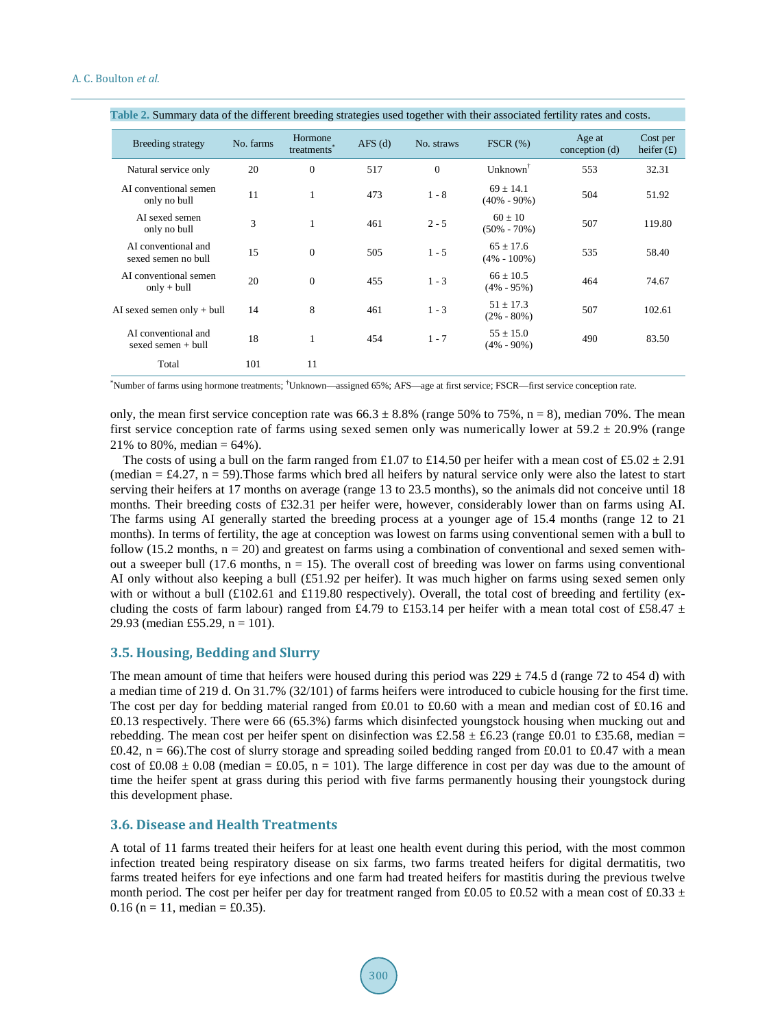**Table 2.** Summary data of the different breeding strategies used together with their associated fertility rates and costs.

| Breeding strategy | No. farms | Hormone treatments* | AFS (d) | No. straws | FSCR (%) | Age at conception (d) | Cost per heifer (£) |
|---|---|---|---|---|---|---|---|
| Natural service only | 20 | 0 | 517 | 0 | Unknown† | 553 | 32.31 |
| AI conventional semen only no bull | 11 | 1 | 473 | 1 - 8 | 69 ± 14.1 (40% - 90%) | 504 | 51.92 |
| AI sexed semen only no bull | 3 | 1 | 461 | 2 - 5 | 60 ± 10 (50% - 70%) | 507 | 119.80 |
| AI conventional and sexed semen no bull | 15 | 0 | 505 | 1 - 5 | 65 ± 17.6 (4% - 100%) | 535 | 58.40 |
| AI conventional semen only + bull | 20 | 0 | 455 | 1 - 3 | 66 ± 10.5 (4% - 95%) | 464 | 74.67 |
| AI sexed semen only + bull | 14 | 8 | 461 | 1 - 3 | 51 ± 17.3 (2% - 80%) | 507 | 102.61 |
| AI conventional and sexed semen + bull | 18 | 1 | 454 | 1 - 7 | 55 ± 15.0 (4% - 90%) | 490 | 83.50 |
| Total | 101 | 11 | | | | | |

*Number of farms using hormone treatments; †Unknown—assigned 65%; AFS—age at first service; FSCR—first service conception rate.

only, the mean first service conception rate was 66.3 ± 8.8% (range 50% to 75%, n = 8), median 70%. The mean first service conception rate of farms using sexed semen only was numerically lower at 59.2 ± 20.9% (range 21% to 80%, median = 64%).

The costs of using a bull on the farm ranged from £1.07 to £14.50 per heifer with a mean cost of £5.02 ± 2.91 (median = £4.27, n = 59).Those farms which bred all heifers by natural service only were also the latest to start serving their heifers at 17 months on average (range 13 to 23.5 months), so the animals did not conceive until 18 months. Their breeding costs of £32.31 per heifer were, however, considerably lower than on farms using AI. The farms using AI generally started the breeding process at a younger age of 15.4 months (range 12 to 21 months). In terms of fertility, the age at conception was lowest on farms using conventional semen with a bull to follow (15.2 months, n = 20) and greatest on farms using a combination of conventional and sexed semen without a sweeper bull (17.6 months, n = 15). The overall cost of breeding was lower on farms using conventional AI only without also keeping a bull (£51.92 per heifer). It was much higher on farms using sexed semen only with or without a bull (£102.61 and £119.80 respectively). Overall, the total cost of breeding and fertility (excluding the costs of farm labour) ranged from £4.79 to £153.14 per heifer with a mean total cost of £58.47 ± 29.93 (median £55.29, n = 101).

### 3.5. Housing, Bedding and Slurry

The mean amount of time that heifers were housed during this period was 229 ± 74.5 d (range 72 to 454 d) with a median time of 219 d. On 31.7% (32/101) of farms heifers were introduced to cubicle housing for the first time. The cost per day for bedding material ranged from £0.01 to £0.60 with a mean and median cost of £0.16 and £0.13 respectively. There were 66 (65.3%) farms which disinfected youngstock housing when mucking out and rebedding. The mean cost per heifer spent on disinfection was £2.58 ± £6.23 (range £0.01 to £35.68, median = £0.42, n = 66).The cost of slurry storage and spreading soiled bedding ranged from £0.01 to £0.47 with a mean cost of £0.08 ± 0.08 (median = £0.05, n = 101). The large difference in cost per day was due to the amount of time the heifer spent at grass during this period with five farms permanently housing their youngstock during this development phase.

### 3.6. Disease and Health Treatments

A total of 11 farms treated their heifers for at least one health event during this period, with the most common infection treated being respiratory disease on six farms, two farms treated heifers for digital dermatitis, two farms treated heifers for eye infections and one farm had treated heifers for mastitis during the previous twelve month period. The cost per heifer per day for treatment ranged from £0.05 to £0.52 with a mean cost of £0.33 ± 0.16 (n = 11, median = £0.35).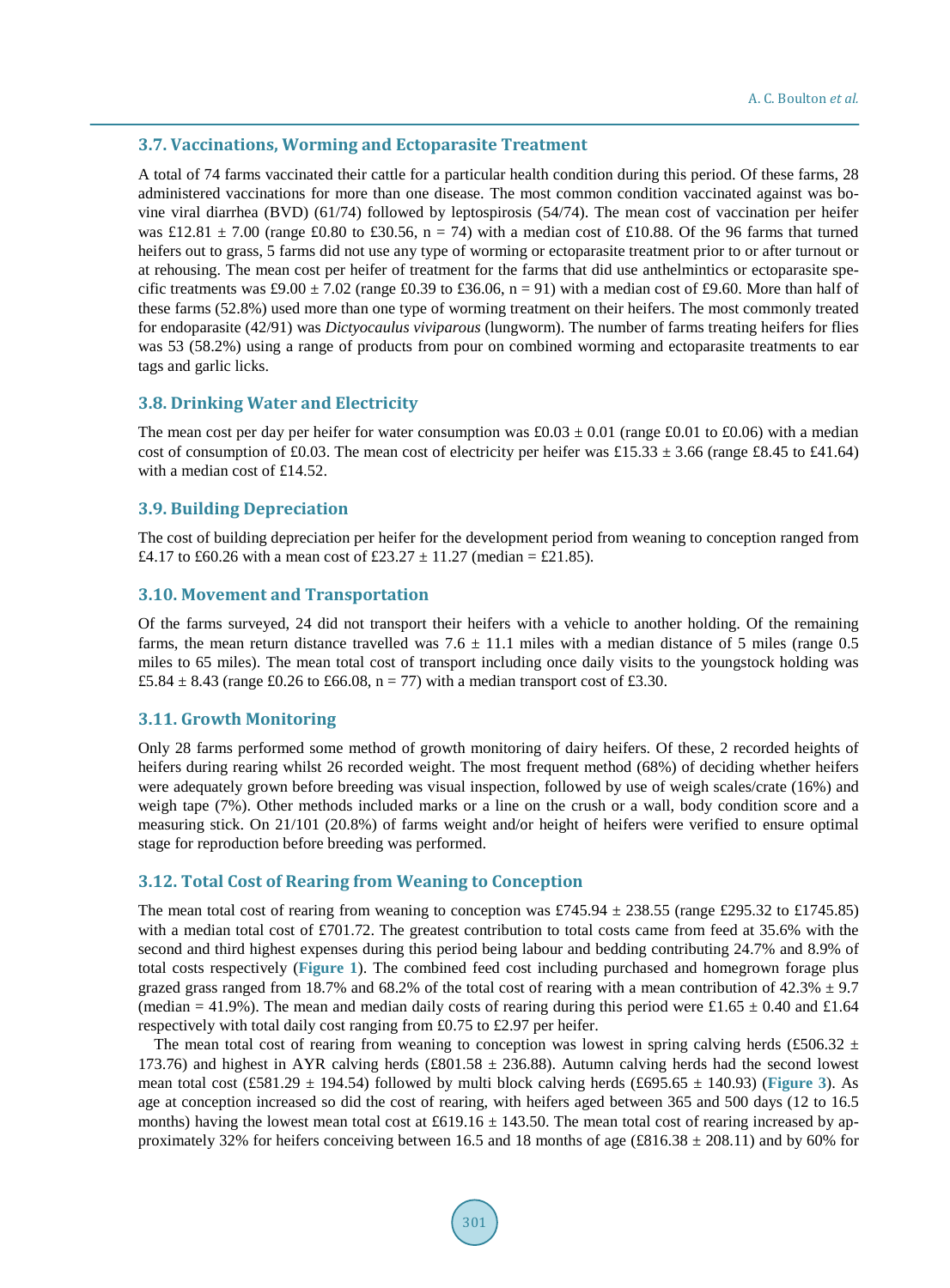### 3.7. Vaccinations, Worming and Ectoparasite Treatment

A total of 74 farms vaccinated their cattle for a particular health condition during this period. Of these farms, 28 administered vaccinations for more than one disease. The most common condition vaccinated against was bovine viral diarrhea (BVD) (61/74) followed by leptospirosis (54/74). The mean cost of vaccination per heifer was £12.81 ± 7.00 (range £0.80 to £30.56, n = 74) with a median cost of £10.88. Of the 96 farms that turned heifers out to grass, 5 farms did not use any type of worming or ectoparasite treatment prior to or after turnout or at rehousing. The mean cost per heifer of treatment for the farms that did use anthelmintics or ectoparasite specific treatments was £9.00 ± 7.02 (range £0.39 to £36.06, n = 91) with a median cost of £9.60. More than half of these farms (52.8%) used more than one type of worming treatment on their heifers. The most commonly treated for endoparasite (42/91) was *Dictyocaulus viviparous* (lungworm). The number of farms treating heifers for flies was 53 (58.2%) using a range of products from pour on combined worming and ectoparasite treatments to ear tags and garlic licks.

### 3.8. Drinking Water and Electricity

The mean cost per day per heifer for water consumption was £0.03 ± 0.01 (range £0.01 to £0.06) with a median cost of consumption of £0.03. The mean cost of electricity per heifer was £15.33 ± 3.66 (range £8.45 to £41.64) with a median cost of £14.52.

### 3.9. Building Depreciation

The cost of building depreciation per heifer for the development period from weaning to conception ranged from £4.17 to £60.26 with a mean cost of £23.27 ± 11.27 (median = £21.85).

### 3.10. Movement and Transportation

Of the farms surveyed, 24 did not transport their heifers with a vehicle to another holding. Of the remaining farms, the mean return distance travelled was 7.6 ± 11.1 miles with a median distance of 5 miles (range 0.5 miles to 65 miles). The mean total cost of transport including once daily visits to the youngstock holding was £5.84 ± 8.43 (range £0.26 to £66.08, n = 77) with a median transport cost of £3.30.

### 3.11. Growth Monitoring

Only 28 farms performed some method of growth monitoring of dairy heifers. Of these, 2 recorded heights of heifers during rearing whilst 26 recorded weight. The most frequent method (68%) of deciding whether heifers were adequately grown before breeding was visual inspection, followed by use of weigh scales/crate (16%) and weigh tape (7%). Other methods included marks or a line on the crush or a wall, body condition score and a measuring stick. On 21/101 (20.8%) of farms weight and/or height of heifers were verified to ensure optimal stage for reproduction before breeding was performed.

### 3.12. Total Cost of Rearing from Weaning to Conception

The mean total cost of rearing from weaning to conception was £745.94 ± 238.55 (range £295.32 to £1745.85) with a median total cost of £701.72. The greatest contribution to total costs came from feed at 35.6% with the second and third highest expenses during this period being labour and bedding contributing 24.7% and 8.9% of total costs respectively (**Figure 1**). The combined feed cost including purchased and homegrown forage plus grazed grass ranged from 18.7% and 68.2% of the total cost of rearing with a mean contribution of 42.3% ± 9.7 (median = 41.9%). The mean and median daily costs of rearing during this period were £1.65 ± 0.40 and £1.64 respectively with total daily cost ranging from £0.75 to £2.97 per heifer.

The mean total cost of rearing from weaning to conception was lowest in spring calving herds (£506.32 ± 173.76) and highest in AYR calving herds (£801.58 ± 236.88). Autumn calving herds had the second lowest mean total cost (£581.29 ± 194.54) followed by multi block calving herds (£695.65 ± 140.93) (**Figure 3**). As age at conception increased so did the cost of rearing, with heifers aged between 365 and 500 days (12 to 16.5 months) having the lowest mean total cost at £619.16 ± 143.50. The mean total cost of rearing increased by approximately 32% for heifers conceiving between 16.5 and 18 months of age (£816.38 ± 208.11) and by 60% for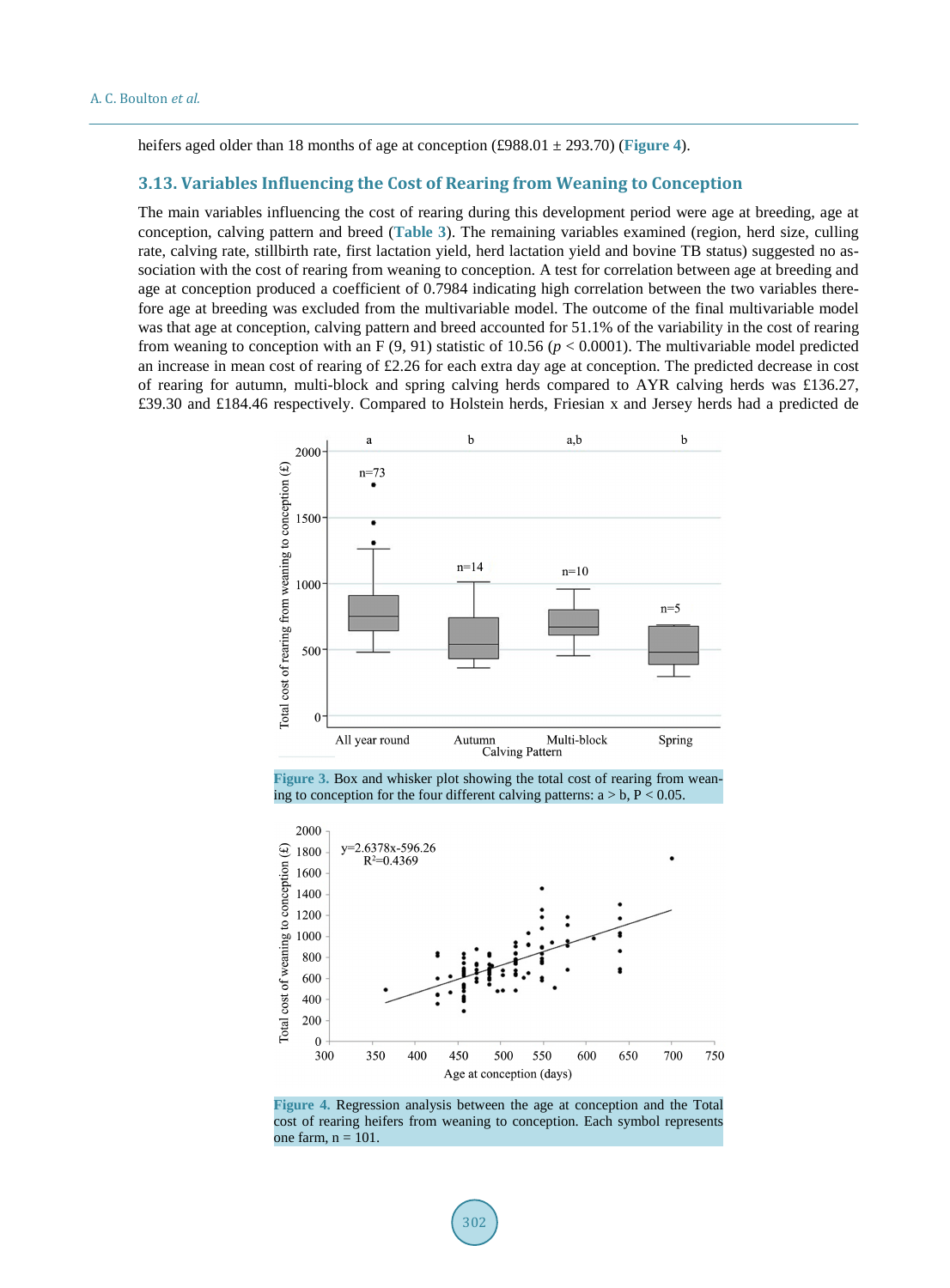heifers aged older than 18 months of age at conception (£988.01 ± 293.70) (Figure 4).

### 3.13. Variables Influencing the Cost of Rearing from Weaning to Conception

The main variables influencing the cost of rearing during this development period were age at breeding, age at conception, calving pattern and breed (Table 3). The remaining variables examined (region, herd size, culling rate, calving rate, stillbirth rate, first lactation yield, herd lactation yield and bovine TB status) suggested no association with the cost of rearing from weaning to conception. A test for correlation between age at breeding and age at conception produced a coefficient of 0.7984 indicating high correlation between the two variables therefore age at breeding was excluded from the multivariable model. The outcome of the final multivariable model was that age at conception, calving pattern and breed accounted for 51.1% of the variability in the cost of rearing from weaning to conception with an $F(9, 91)$ statistic of 10.56 ($p < 0.0001$). The multivariable model predicted an increase in mean cost of rearing of £2.26 for each extra day age at conception. The predicted decrease in cost of rearing for autumn, multi-block and spring calving herds compared to AYR calving herds was £136.27, £39.30 and £184.46 respectively. Compared to Holstein herds, Friesian x and Jersey herds had a predicted de

Figure 3. Box and whisker plot showing the total cost of rearing from weaning to conception for the four different calving patterns: a > b, P < 0.05.

Figure 4. Regression analysis between the age at conception and the Total cost of rearing heifers from weaning to conception. Each symbol represents one farm, n = 101.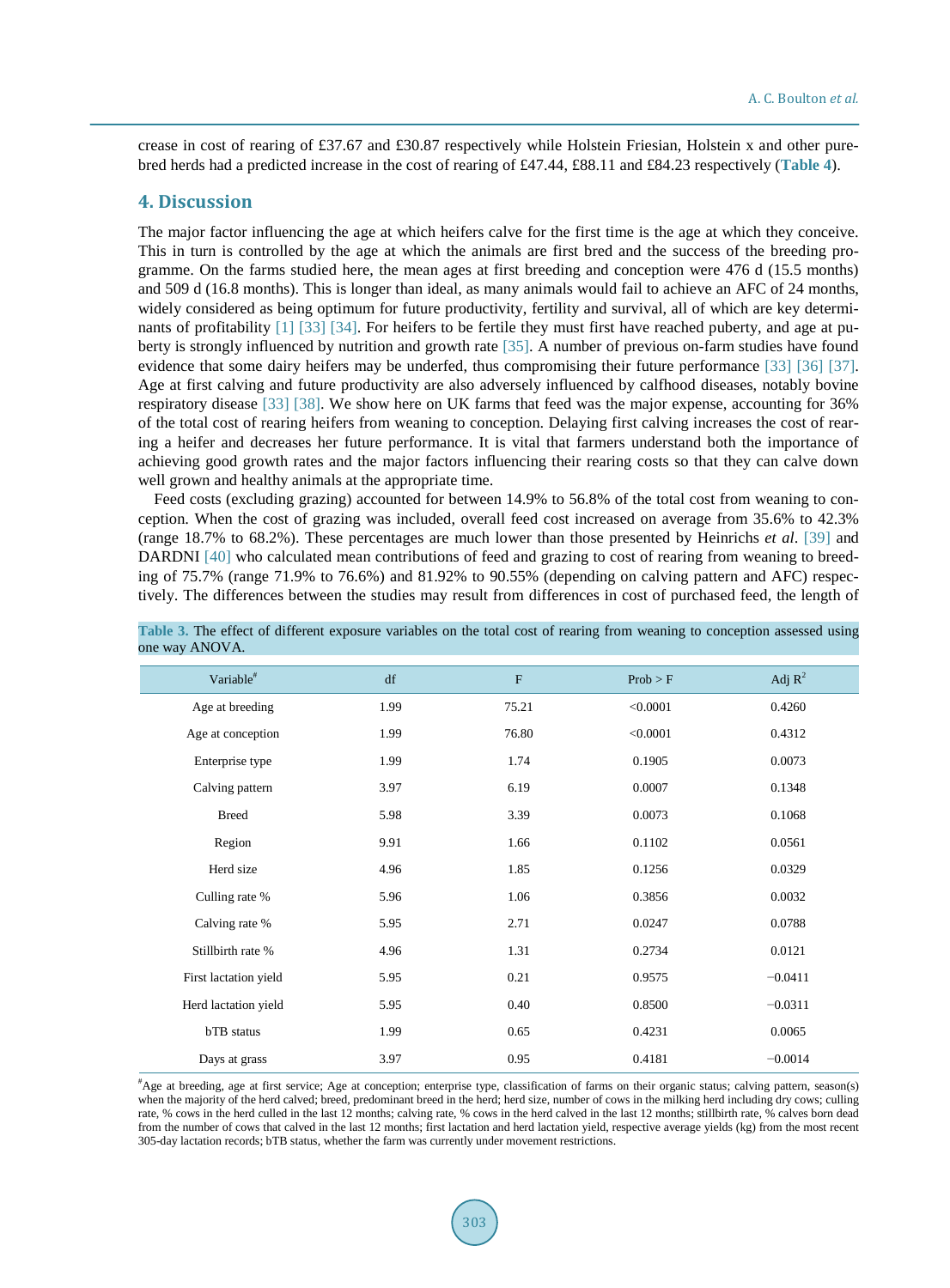crease in cost of rearing of £37.67 and £30.87 respectively while Holstein Friesian, Holstein x and other pure-bred herds had a predicted increase in the cost of rearing of £47.44, £88.11 and £84.23 respectively (**Table 4**).

## 4. Discussion

The major factor influencing the age at which heifers calve for the first time is the age at which they conceive. This in turn is controlled by the age at which the animals are first bred and the success of the breeding programme. On the farms studied here, the mean ages at first breeding and conception were 476 d (15.5 months) and 509 d (16.8 months). This is longer than ideal, as many animals would fail to achieve an AFC of 24 months, widely considered as being optimum for future productivity, fertility and survival, all of which are key determinants of profitability [1] [33] [34]. For heifers to be fertile they must first have reached puberty, and age at puberty is strongly influenced by nutrition and growth rate [35]. A number of previous on-farm studies have found evidence that some dairy heifers may be underfed, thus compromising their future performance [33] [36] [37]. Age at first calving and future productivity are also adversely influenced by calfhood diseases, notably bovine respiratory disease [33] [38]. We show here on UK farms that feed was the major expense, accounting for 36% of the total cost of rearing heifers from weaning to conception. Delaying first calving increases the cost of rearing a heifer and decreases her future performance. It is vital that farmers understand both the importance of achieving good growth rates and the major factors influencing their rearing costs so that they can calve down well grown and healthy animals at the appropriate time.

Feed costs (excluding grazing) accounted for between 14.9% to 56.8% of the total cost from weaning to conception. When the cost of grazing was included, overall feed cost increased on average from 35.6% to 42.3% (range 18.7% to 68.2%). These percentages are much lower than those presented by Heinrichs *et al*. [39] and DARDNI [40] who calculated mean contributions of feed and grazing to cost of rearing from weaning to breeding of 75.7% (range 71.9% to 76.6%) and 81.92% to 90.55% (depending on calving pattern and AFC) respectively. The differences between the studies may result from differences in cost of purchased feed, the length of

**Table 3.** The effect of different exposure variables on the total cost of rearing from weaning to conception assessed using one way ANOVA.

| Variable[#] | df | F | Prob > F | Adj $R^2$ |
|---|---|---|---|---|
| Age at breeding | 1.99 | 75.21 | <0.0001 | 0.4260 |
| Age at conception | 1.99 | 76.80 | <0.0001 | 0.4312 |
| Enterprise type | 1.99 | 1.74 | 0.1905 | 0.0073 |
| Calving pattern | 3.97 | 6.19 | 0.0007 | 0.1348 |
| Breed | 5.98 | 3.39 | 0.0073 | 0.1068 |
| Region | 9.91 | 1.66 | 0.1102 | 0.0561 |
| Herd size | 4.96 | 1.85 | 0.1256 | 0.0329 |
| Culling rate % | 5.96 | 1.06 | 0.3856 | 0.0032 |
| Calving rate % | 5.95 | 2.71 | 0.0247 | 0.0788 |
| Stillbirth rate % | 4.96 | 1.31 | 0.2734 | 0.0121 |
| First lactation yield | 5.95 | 0.21 | 0.9575 | −0.0411 |
| Herd lactation yield | 5.95 | 0.40 | 0.8500 | −0.0311 |
| bTB status | 1.99 | 0.65 | 0.4231 | 0.0065 |
| Days at grass | 3.97 | 0.95 | 0.4181 | −0.0014 |

[#]Age at breeding, age at first service; Age at conception; enterprise type, classification of farms on their organic status; calving pattern, season(s) when the majority of the herd calved; breed, predominant breed in the herd; herd size, number of cows in the milking herd including dry cows; culling rate, % cows in the herd culled in the last 12 months; calving rate, % cows in the herd calved in the last 12 months; stillbirth rate, % calves born dead from the number of cows that calved in the last 12 months; first lactation and herd lactation yield, respective average yields (kg) from the most recent 305-day lactation records; bTB status, whether the farm was currently under movement restrictions.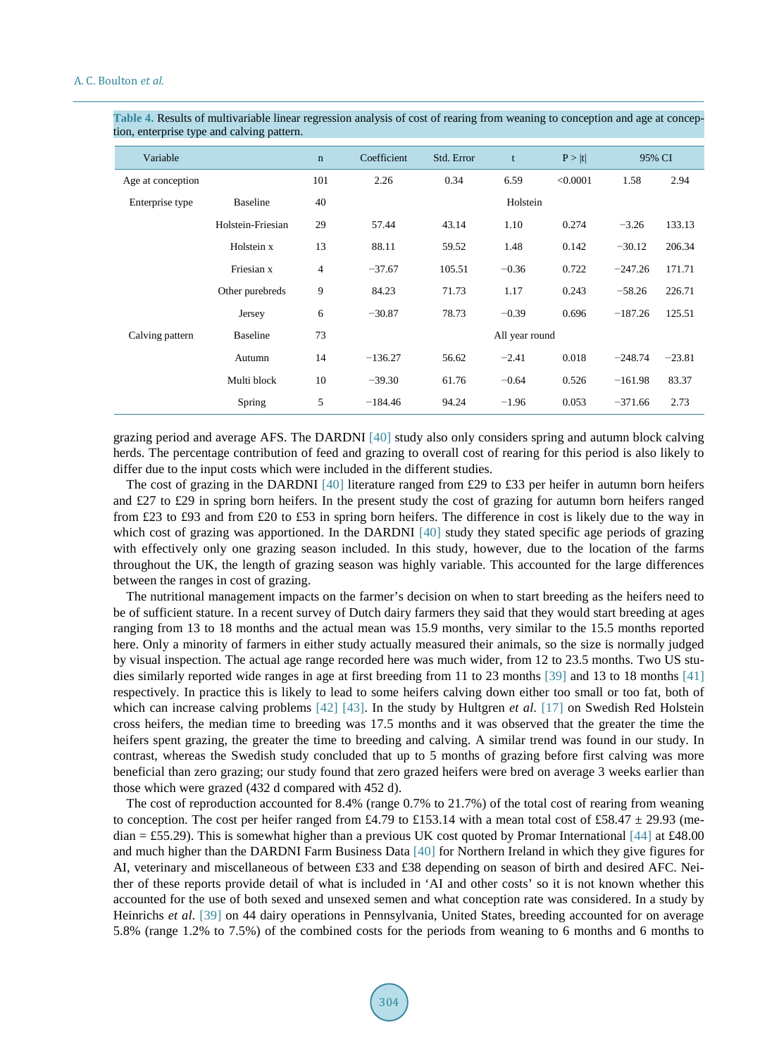**Table 4.** Results of multivariable linear regression analysis of cost of rearing from weaning to conception and age at conception, enterprise type and calving pattern.

| Variable | | n | Coefficient | Std. Error | t | P > \|t\| | 95% CI | |
|---|---|---|---|---|---|---|---|---|
| Age at conception | | 101 | 2.26 | 0.34 | 6.59 | <0.0001 | 1.58 | 2.94 |
| Enterprise type | Baseline | 40 | | | Holstein | | | |
| | Holstein-Friesian | 29 | 57.44 | 43.14 | 1.10 | 0.274 | −3.26 | 133.13 |
| | Holstein x | 13 | 88.11 | 59.52 | 1.48 | 0.142 | −30.12 | 206.34 |
| | Friesian x | 4 | −37.67 | 105.51 | −0.36 | 0.722 | −247.26 | 171.71 |
| | Other purebreds | 9 | 84.23 | 71.73 | 1.17 | 0.243 | −58.26 | 226.71 |
| | Jersey | 6 | −30.87 | 78.73 | −0.39 | 0.696 | −187.26 | 125.51 |
| Calving pattern | Baseline | 73 | | | All year round | | | |
| | Autumn | 14 | −136.27 | 56.62 | −2.41 | 0.018 | −248.74 | −23.81 |
| | Multi block | 10 | −39.30 | 61.76 | −0.64 | 0.526 | −161.98 | 83.37 |
| | Spring | 5 | −184.46 | 94.24 | −1.96 | 0.053 | −371.66 | 2.73 |

grazing period and average AFS. The DARDNI [40] study also only considers spring and autumn block calving herds. The percentage contribution of feed and grazing to overall cost of rearing for this period is also likely to differ due to the input costs which were included in the different studies.

The cost of grazing in the DARDNI [40] literature ranged from £29 to £33 per heifer in autumn born heifers and £27 to £29 in spring born heifers. In the present study the cost of grazing for autumn born heifers ranged from £23 to £93 and from £20 to £53 in spring born heifers. The difference in cost is likely due to the way in which cost of grazing was apportioned. In the DARDNI [40] study they stated specific age periods of grazing with effectively only one grazing season included. In this study, however, due to the location of the farms throughout the UK, the length of grazing season was highly variable. This accounted for the large differences between the ranges in cost of grazing.

The nutritional management impacts on the farmer's decision on when to start breeding as the heifers need to be of sufficient stature. In a recent survey of Dutch dairy farmers they said that they would start breeding at ages ranging from 13 to 18 months and the actual mean was 15.9 months, very similar to the 15.5 months reported here. Only a minority of farmers in either study actually measured their animals, so the size is normally judged by visual inspection. The actual age range recorded here was much wider, from 12 to 23.5 months. Two US studies similarly reported wide ranges in age at first breeding from 11 to 23 months [39] and 13 to 18 months [41] respectively. In practice this is likely to lead to some heifers calving down either too small or too fat, both of which can increase calving problems [42] [43]. In the study by Hultgren *et al*. [17] on Swedish Red Holstein cross heifers, the median time to breeding was 17.5 months and it was observed that the greater the time the heifers spent grazing, the greater the time to breeding and calving. A similar trend was found in our study. In contrast, whereas the Swedish study concluded that up to 5 months of grazing before first calving was more beneficial than zero grazing; our study found that zero grazed heifers were bred on average 3 weeks earlier than those which were grazed (432 d compared with 452 d).

The cost of reproduction accounted for 8.4% (range 0.7% to 21.7%) of the total cost of rearing from weaning to conception. The cost per heifer ranged from £4.79 to £153.14 with a mean total cost of £58.47 ± 29.93 (median = £55.29). This is somewhat higher than a previous UK cost quoted by Promar International [44] at £48.00 and much higher than the DARDNI Farm Business Data [40] for Northern Ireland in which they give figures for AI, veterinary and miscellaneous of between £33 and £38 depending on season of birth and desired AFC. Neither of these reports provide detail of what is included in 'AI and other costs' so it is not known whether this accounted for the use of both sexed and unsexed semen and what conception rate was considered. In a study by Heinrichs *et al*. [39] on 44 dairy operations in Pennsylvania, United States, breeding accounted for on average 5.8% (range 1.2% to 7.5%) of the combined costs for the periods from weaning to 6 months and 6 months to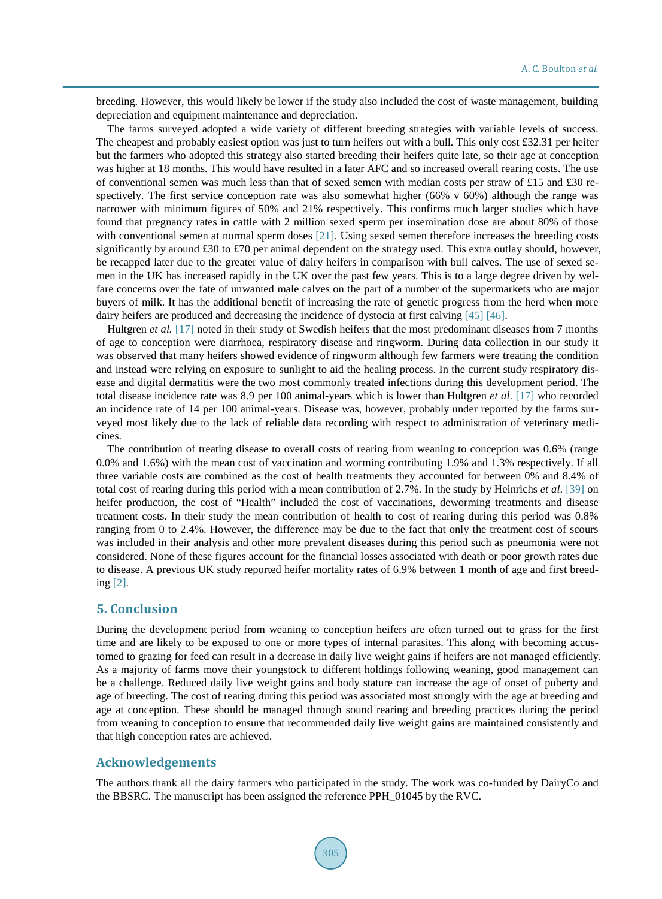breeding. However, this would likely be lower if the study also included the cost of waste management, building depreciation and equipment maintenance and depreciation.

The farms surveyed adopted a wide variety of different breeding strategies with variable levels of success. The cheapest and probably easiest option was just to turn heifers out with a bull. This only cost £32.31 per heifer but the farmers who adopted this strategy also started breeding their heifers quite late, so their age at conception was higher at 18 months. This would have resulted in a later AFC and so increased overall rearing costs. The use of conventional semen was much less than that of sexed semen with median costs per straw of £15 and £30 respectively. The first service conception rate was also somewhat higher (66% v 60%) although the range was narrower with minimum figures of 50% and 21% respectively. This confirms much larger studies which have found that pregnancy rates in cattle with 2 million sexed sperm per insemination dose are about 80% of those with conventional semen at normal sperm doses [21]. Using sexed semen therefore increases the breeding costs significantly by around £30 to £70 per animal dependent on the strategy used. This extra outlay should, however, be recapped later due to the greater value of dairy heifers in comparison with bull calves. The use of sexed semen in the UK has increased rapidly in the UK over the past few years. This is to a large degree driven by welfare concerns over the fate of unwanted male calves on the part of a number of the supermarkets who are major buyers of milk. It has the additional benefit of increasing the rate of genetic progress from the herd when more dairy heifers are produced and decreasing the incidence of dystocia at first calving [45] [46].

Hultgren *et al.* [17] noted in their study of Swedish heifers that the most predominant diseases from 7 months of age to conception were diarrhoea, respiratory disease and ringworm. During data collection in our study it was observed that many heifers showed evidence of ringworm although few farmers were treating the condition and instead were relying on exposure to sunlight to aid the healing process. In the current study respiratory disease and digital dermatitis were the two most commonly treated infections during this development period. The total disease incidence rate was 8.9 per 100 animal-years which is lower than Hultgren *et al.* [17] who recorded an incidence rate of 14 per 100 animal-years. Disease was, however, probably under reported by the farms surveyed most likely due to the lack of reliable data recording with respect to administration of veterinary medicines.

The contribution of treating disease to overall costs of rearing from weaning to conception was 0.6% (range 0.0% and 1.6%) with the mean cost of vaccination and worming contributing 1.9% and 1.3% respectively. If all three variable costs are combined as the cost of health treatments they accounted for between 0% and 8.4% of total cost of rearing during this period with a mean contribution of 2.7%. In the study by Heinrichs *et al.* [39] on heifer production, the cost of "Health" included the cost of vaccinations, deworming treatments and disease treatment costs. In their study the mean contribution of health to cost of rearing during this period was 0.8% ranging from 0 to 2.4%. However, the difference may be due to the fact that only the treatment cost of scours was included in their analysis and other more prevalent diseases during this period such as pneumonia were not considered. None of these figures account for the financial losses associated with death or poor growth rates due to disease. A previous UK study reported heifer mortality rates of 6.9% between 1 month of age and first breeding [2].

## 5. Conclusion

During the development period from weaning to conception heifers are often turned out to grass for the first time and are likely to be exposed to one or more types of internal parasites. This along with becoming accustomed to grazing for feed can result in a decrease in daily live weight gains if heifers are not managed efficiently. As a majority of farms move their youngstock to different holdings following weaning, good management can be a challenge. Reduced daily live weight gains and body stature can increase the age of onset of puberty and age of breeding. The cost of rearing during this period was associated most strongly with the age at breeding and age at conception. These should be managed through sound rearing and breeding practices during the period from weaning to conception to ensure that recommended daily live weight gains are maintained consistently and that high conception rates are achieved.

## Acknowledgements

The authors thank all the dairy farmers who participated in the study. The work was co-funded by DairyCo and the BBSRC. The manuscript has been assigned the reference PPH_01045 by the RVC.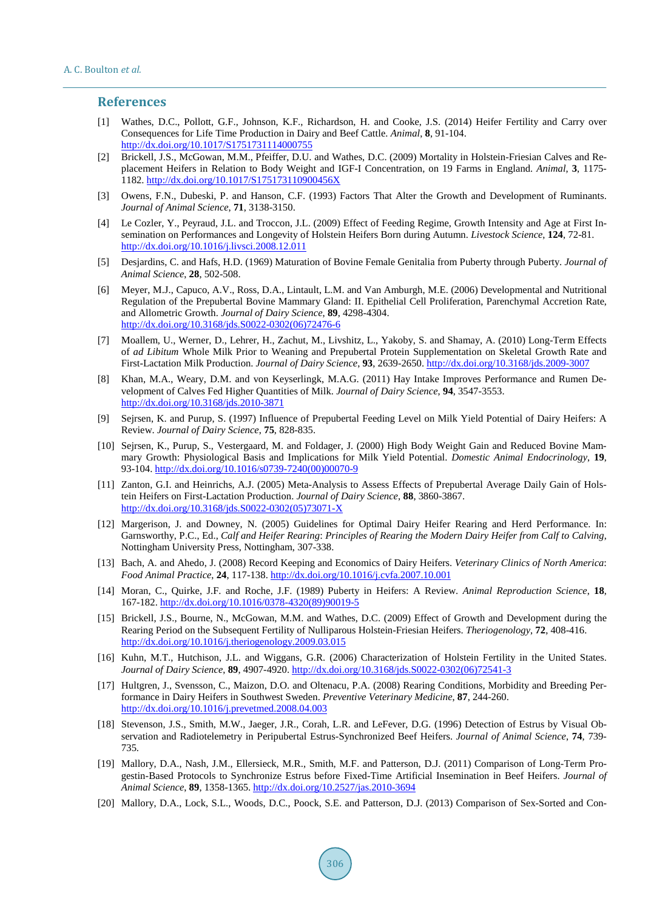## References

[1] Wathes, D.C., Pollott, G.F., Johnson, K.F., Richardson, H. and Cooke, J.S. (2014) Heifer Fertility and Carry over Consequences for Life Time Production in Dairy and Beef Cattle. *Animal*, **8**, 91-104. http://dx.doi.org/10.1017/S1751731114000755

[2] Brickell, J.S., McGowan, M.M., Pfeiffer, D.U. and Wathes, D.C. (2009) Mortality in Holstein-Friesian Calves and Replacement Heifers in Relation to Body Weight and IGF-I Concentration, on 19 Farms in England. *Animal*, **3**, 1175-1182. http://dx.doi.org/10.1017/S175173110900456X

[3] Owens, F.N., Dubeski, P. and Hanson, C.F. (1993) Factors That Alter the Growth and Development of Ruminants. *Journal of Animal Science*, **71**, 3138-3150.

[4] Le Cozler, Y., Peyraud, J.L. and Troccon, J.L. (2009) Effect of Feeding Regime, Growth Intensity and Age at First Insemination on Performances and Longevity of Holstein Heifers Born during Autumn. *Livestock Science*, **124**, 72-81. http://dx.doi.org/10.1016/j.livsci.2008.12.011

[5] Desjardins, C. and Hafs, H.D. (1969) Maturation of Bovine Female Genitalia from Puberty through Puberty. *Journal of Animal Science*, **28**, 502-508.

[6] Meyer, M.J., Capuco, A.V., Ross, D.A., Lintault, L.M. and Van Amburgh, M.E. (2006) Developmental and Nutritional Regulation of the Prepubertal Bovine Mammary Gland: II. Epithelial Cell Proliferation, Parenchymal Accretion Rate, and Allometric Growth. *Journal of Dairy Science*, **89**, 4298-4304. http://dx.doi.org/10.3168/jds.S0022-0302(06)72476-6

[7] Moallem, U., Werner, D., Lehrer, H., Zachut, M., Livshitz, L., Yakoby, S. and Shamay, A. (2010) Long-Term Effects of *ad Libitum* Whole Milk Prior to Weaning and Prepubertal Protein Supplementation on Skeletal Growth Rate and First-Lactation Milk Production. *Journal of Dairy Science*, **93**, 2639-2650. http://dx.doi.org/10.3168/jds.2009-3007

[8] Khan, M.A., Weary, D.M. and von Keyserlingk, M.A.G. (2011) Hay Intake Improves Performance and Rumen Development of Calves Fed Higher Quantities of Milk. *Journal of Dairy Science*, **94**, 3547-3553. http://dx.doi.org/10.3168/jds.2010-3871

[9] Sejrsen, K. and Purup, S. (1997) Influence of Prepubertal Feeding Level on Milk Yield Potential of Dairy Heifers: A Review. *Journal of Dairy Science*, **75**, 828-835.

[10] Sejrsen, K., Purup, S., Vestergaard, M. and Foldager, J. (2000) High Body Weight Gain and Reduced Bovine Mammary Growth: Physiological Basis and Implications for Milk Yield Potential. *Domestic Animal Endocrinology*, **19**, 93-104. http://dx.doi.org/10.1016/s0739-7240(00)00070-9

[11] Zanton, G.I. and Heinrichs, A.J. (2005) Meta-Analysis to Assess Effects of Prepubertal Average Daily Gain of Holstein Heifers on First-Lactation Production. *Journal of Dairy Science*, **88**, 3860-3867. http://dx.doi.org/10.3168/jds.S0022-0302(05)73071-X

[12] Margerison, J. and Downey, N. (2005) Guidelines for Optimal Dairy Heifer Rearing and Herd Performance. In: Garnsworthy, P.C., Ed., *Calf and Heifer Rearing*: *Principles of Rearing the Modern Dairy Heifer from Calf to Calving*, Nottingham University Press, Nottingham, 307-338.

[13] Bach, A. and Ahedo, J. (2008) Record Keeping and Economics of Dairy Heifers. *Veterinary Clinics of North America*: *Food Animal Practice*, **24**, 117-138. http://dx.doi.org/10.1016/j.cvfa.2007.10.001

[14] Moran, C., Quirke, J.F. and Roche, J.F. (1989) Puberty in Heifers: A Review. *Animal Reproduction Science*, **18**, 167-182. http://dx.doi.org/10.1016/0378-4320(89)90019-5

[15] Brickell, J.S., Bourne, N., McGowan, M.M. and Wathes, D.C. (2009) Effect of Growth and Development during the Rearing Period on the Subsequent Fertility of Nulliparous Holstein-Friesian Heifers. *Theriogenology*, **72**, 408-416. http://dx.doi.org/10.1016/j.theriogenology.2009.03.015

[16] Kuhn, M.T., Hutchison, J.L. and Wiggans, G.R. (2006) Characterization of Holstein Fertility in the United States. *Journal of Dairy Science*, **89**, 4907-4920. http://dx.doi.org/10.3168/jds.S0022-0302(06)72541-3

[17] Hultgren, J., Svensson, C., Maizon, D.O. and Oltenacu, P.A. (2008) Rearing Conditions, Morbidity and Breeding Performance in Dairy Heifers in Southwest Sweden. *Preventive Veterinary Medicine*, **87**, 244-260. http://dx.doi.org/10.1016/j.prevetmed.2008.04.003

[18] Stevenson, J.S., Smith, M.W., Jaeger, J.R., Corah, L.R. and LeFever, D.G. (1996) Detection of Estrus by Visual Observation and Radiotelemetry in Peripubertal Estrus-Synchronized Beef Heifers. *Journal of Animal Science*, **74**, 739-735.

[19] Mallory, D.A., Nash, J.M., Ellersieck, M.R., Smith, M.F. and Patterson, D.J. (2011) Comparison of Long-Term Progestin-Based Protocols to Synchronize Estrus before Fixed-Time Artificial Insemination in Beef Heifers. *Journal of Animal Science*, **89**, 1358-1365. http://dx.doi.org/10.2527/jas.2010-3694

[20] Mallory, D.A., Lock, S.L., Woods, D.C., Poock, S.E. and Patterson, D.J. (2013) Comparison of Sex-Sorted and Con-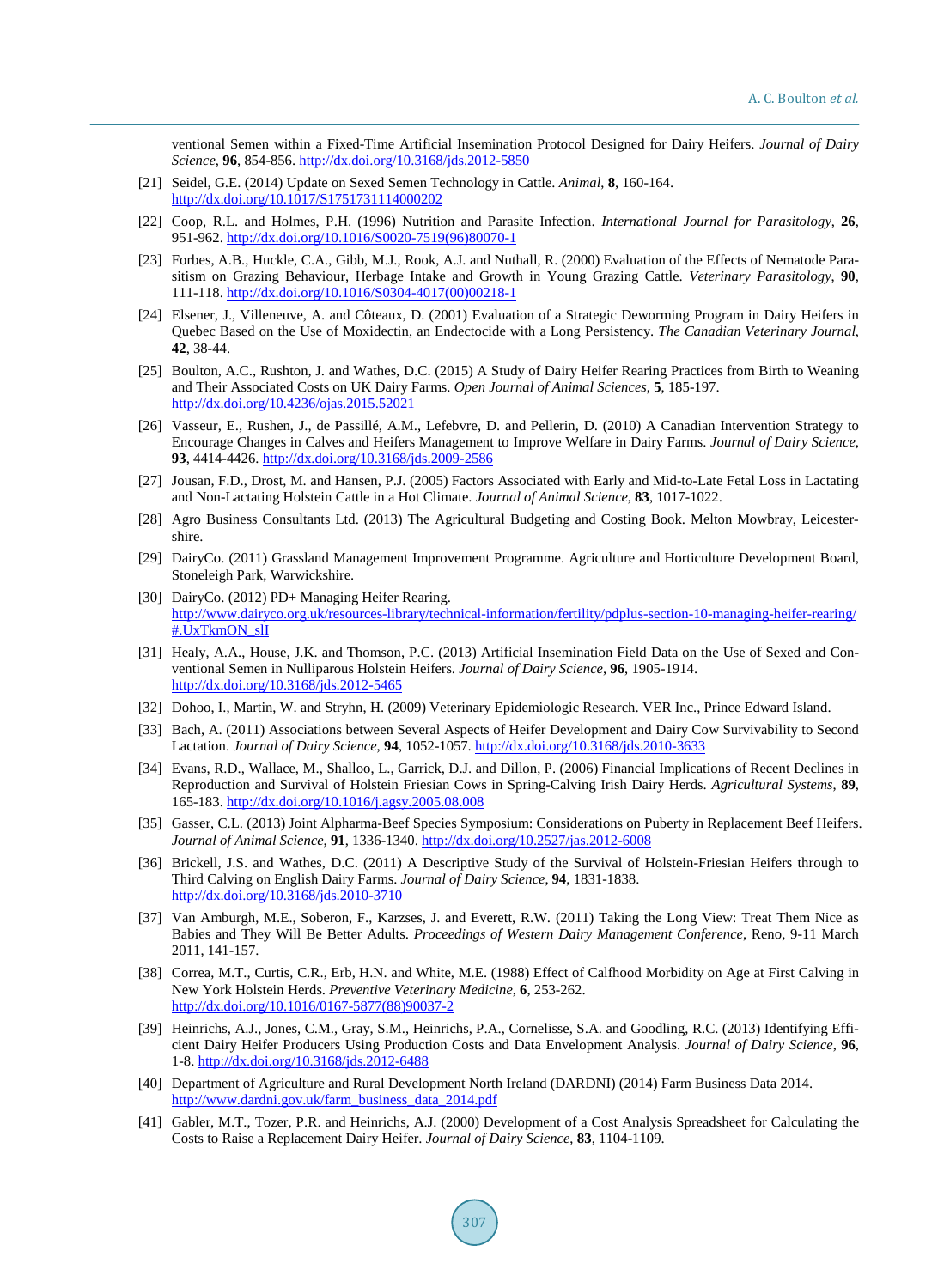ventional Semen within a Fixed-Time Artificial Insemination Protocol Designed for Dairy Heifers. *Journal of Dairy Science*, **96**, 854-856. http://dx.doi.org/10.3168/jds.2012-5850

[21] Seidel, G.E. (2014) Update on Sexed Semen Technology in Cattle. *Animal*, **8**, 160-164. http://dx.doi.org/10.1017/S1751731114000202

[22] Coop, R.L. and Holmes, P.H. (1996) Nutrition and Parasite Infection. *International Journal for Parasitology*, **26**, 951-962. http://dx.doi.org/10.1016/S0020-7519(96)80070-1

[23] Forbes, A.B., Huckle, C.A., Gibb, M.J., Rook, A.J. and Nuthall, R. (2000) Evaluation of the Effects of Nematode Parasitism on Grazing Behaviour, Herbage Intake and Growth in Young Grazing Cattle. *Veterinary Parasitology*, **90**, 111-118. http://dx.doi.org/10.1016/S0304-4017(00)00218-1

[24] Elsener, J., Villeneuve, A. and Côteaux, D. (2001) Evaluation of a Strategic Deworming Program in Dairy Heifers in Quebec Based on the Use of Moxidectin, an Endectocide with a Long Persistency. *The Canadian Veterinary Journal*, **42**, 38-44.

[25] Boulton, A.C., Rushton, J. and Wathes, D.C. (2015) A Study of Dairy Heifer Rearing Practices from Birth to Weaning and Their Associated Costs on UK Dairy Farms. *Open Journal of Animal Sciences*, **5**, 185-197. http://dx.doi.org/10.4236/ojas.2015.52021

[26] Vasseur, E., Rushen, J., de Passillé, A.M., Lefebvre, D. and Pellerin, D. (2010) A Canadian Intervention Strategy to Encourage Changes in Calves and Heifers Management to Improve Welfare in Dairy Farms. *Journal of Dairy Science*, **93**, 4414-4426. http://dx.doi.org/10.3168/jds.2009-2586

[27] Jousan, F.D., Drost, M. and Hansen, P.J. (2005) Factors Associated with Early and Mid-to-Late Fetal Loss in Lactating and Non-Lactating Holstein Cattle in a Hot Climate. *Journal of Animal Science*, **83**, 1017-1022.

[28] Agro Business Consultants Ltd. (2013) The Agricultural Budgeting and Costing Book. Melton Mowbray, Leicestershire.

[29] DairyCo. (2011) Grassland Management Improvement Programme. Agriculture and Horticulture Development Board, Stoneleigh Park, Warwickshire.

[30] DairyCo. (2012) PD+ Managing Heifer Rearing. http://www.dairyco.org.uk/resources-library/technical-information/fertility/pdplus-section-10-managing-heifer-rearing/#.UxTkmON_slI

[31] Healy, A.A., House, J.K. and Thomson, P.C. (2013) Artificial Insemination Field Data on the Use of Sexed and Conventional Semen in Nulliparous Holstein Heifers. *Journal of Dairy Science*, **96**, 1905-1914. http://dx.doi.org/10.3168/jds.2012-5465

[32] Dohoo, I., Martin, W. and Stryhn, H. (2009) Veterinary Epidemiologic Research. VER Inc., Prince Edward Island.

[33] Bach, A. (2011) Associations between Several Aspects of Heifer Development and Dairy Cow Survivability to Second Lactation. *Journal of Dairy Science*, **94**, 1052-1057. http://dx.doi.org/10.3168/jds.2010-3633

[34] Evans, R.D., Wallace, M., Shalloo, L., Garrick, D.J. and Dillon, P. (2006) Financial Implications of Recent Declines in Reproduction and Survival of Holstein Friesian Cows in Spring-Calving Irish Dairy Herds. *Agricultural Systems*, **89**, 165-183. http://dx.doi.org/10.1016/j.agsy.2005.08.008

[35] Gasser, C.L. (2013) Joint Alpharma-Beef Species Symposium: Considerations on Puberty in Replacement Beef Heifers. *Journal of Animal Science*, **91**, 1336-1340. http://dx.doi.org/10.2527/jas.2012-6008

[36] Brickell, J.S. and Wathes, D.C. (2011) A Descriptive Study of the Survival of Holstein-Friesian Heifers through to Third Calving on English Dairy Farms. *Journal of Dairy Science*, **94**, 1831-1838. http://dx.doi.org/10.3168/jds.2010-3710

[37] Van Amburgh, M.E., Soberon, F., Karzses, J. and Everett, R.W. (2011) Taking the Long View: Treat Them Nice as Babies and They Will Be Better Adults. *Proceedings of Western Dairy Management Conference*, Reno, 9-11 March 2011, 141-157.

[38] Correa, M.T., Curtis, C.R., Erb, H.N. and White, M.E. (1988) Effect of Calfhood Morbidity on Age at First Calving in New York Holstein Herds. *Preventive Veterinary Medicine*, **6**, 253-262. http://dx.doi.org/10.1016/0167-5877(88)90037-2

[39] Heinrichs, A.J., Jones, C.M., Gray, S.M., Heinrichs, P.A., Cornelisse, S.A. and Goodling, R.C. (2013) Identifying Efficient Dairy Heifer Producers Using Production Costs and Data Envelopment Analysis. *Journal of Dairy Science*, **96**, 1-8. http://dx.doi.org/10.3168/jds.2012-6488

[40] Department of Agriculture and Rural Development North Ireland (DARDNI) (2014) Farm Business Data 2014. http://www.dardni.gov.uk/farm_business_data_2014.pdf

[41] Gabler, M.T., Tozer, P.R. and Heinrichs, A.J. (2000) Development of a Cost Analysis Spreadsheet for Calculating the Costs to Raise a Replacement Dairy Heifer. *Journal of Dairy Science*, **83**, 1104-1109.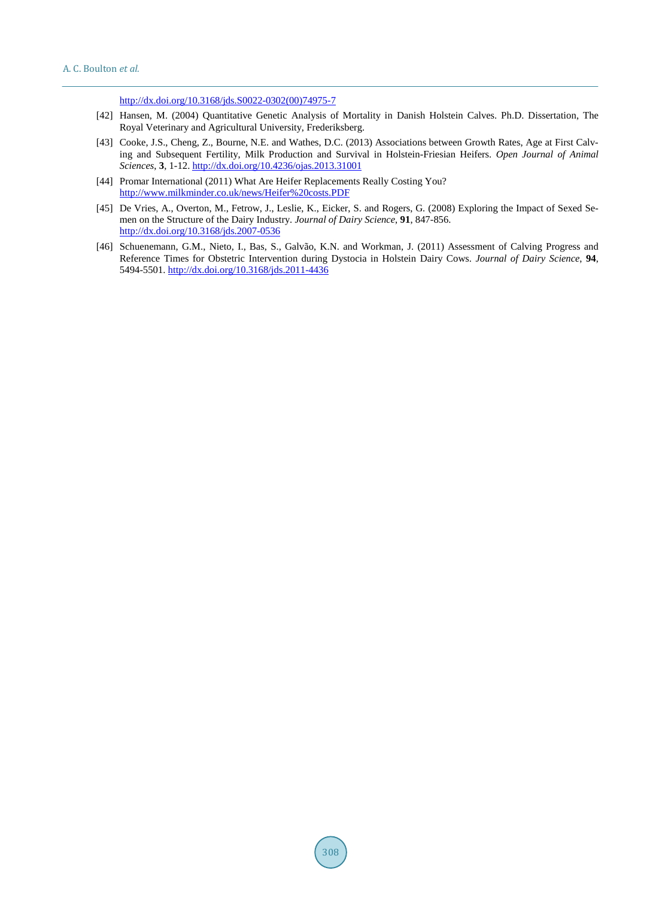http://dx.doi.org/10.3168/jds.S0022-0302(00)74975-7

[42] Hansen, M. (2004) Quantitative Genetic Analysis of Mortality in Danish Holstein Calves. Ph.D. Dissertation, The Royal Veterinary and Agricultural University, Frederiksberg.

[43] Cooke, J.S., Cheng, Z., Bourne, N.E. and Wathes, D.C. (2013) Associations between Growth Rates, Age at First Calving and Subsequent Fertility, Milk Production and Survival in Holstein-Friesian Heifers. *Open Journal of Animal Sciences*, **3**, 1-12. http://dx.doi.org/10.4236/ojas.2013.31001

[44] Promar International (2011) What Are Heifer Replacements Really Costing You? http://www.milkminder.co.uk/news/Heifer%20costs.PDF

[45] De Vries, A., Overton, M., Fetrow, J., Leslie, K., Eicker, S. and Rogers, G. (2008) Exploring the Impact of Sexed Semen on the Structure of the Dairy Industry. *Journal of Dairy Science*, **91**, 847-856. http://dx.doi.org/10.3168/jds.2007-0536

[46] Schuenemann, G.M., Nieto, I., Bas, S., Galvão, K.N. and Workman, J. (2011) Assessment of Calving Progress and Reference Times for Obstetric Intervention during Dystocia in Holstein Dairy Cows. *Journal of Dairy Science*, **94**, 5494-5501. http://dx.doi.org/10.3168/jds.2011-4436